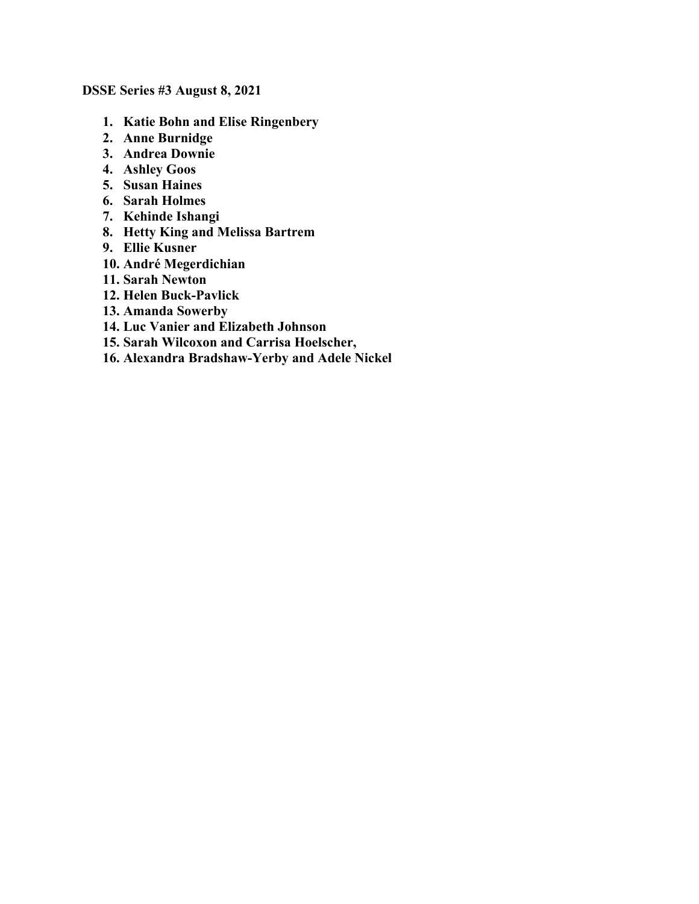**DSSE Series #3 August 8, 2021**

1. **Katie Bohn and Elise Ringenbery**
2. **Anne Burnidge**
3. **Andrea Downie**
4. **Ashley Goos**
5. **Susan Haines**
6. **Sarah Holmes**
7. **Kehinde Ishangi**
8. **Hetty King and Melissa Bartrem**
9. **Ellie Kusner**
10. **André Megerdichian**
11. **Sarah Newton**
12. **Helen Buck-Pavlick**
13. **Amanda Sowerby**
14. **Luc Vanier and Elizabeth Johnson**
15. **Sarah Wilcoxon and Carrisa Hoelscher,**
16. **Alexandra Bradshaw-Yerby and Adele Nickel**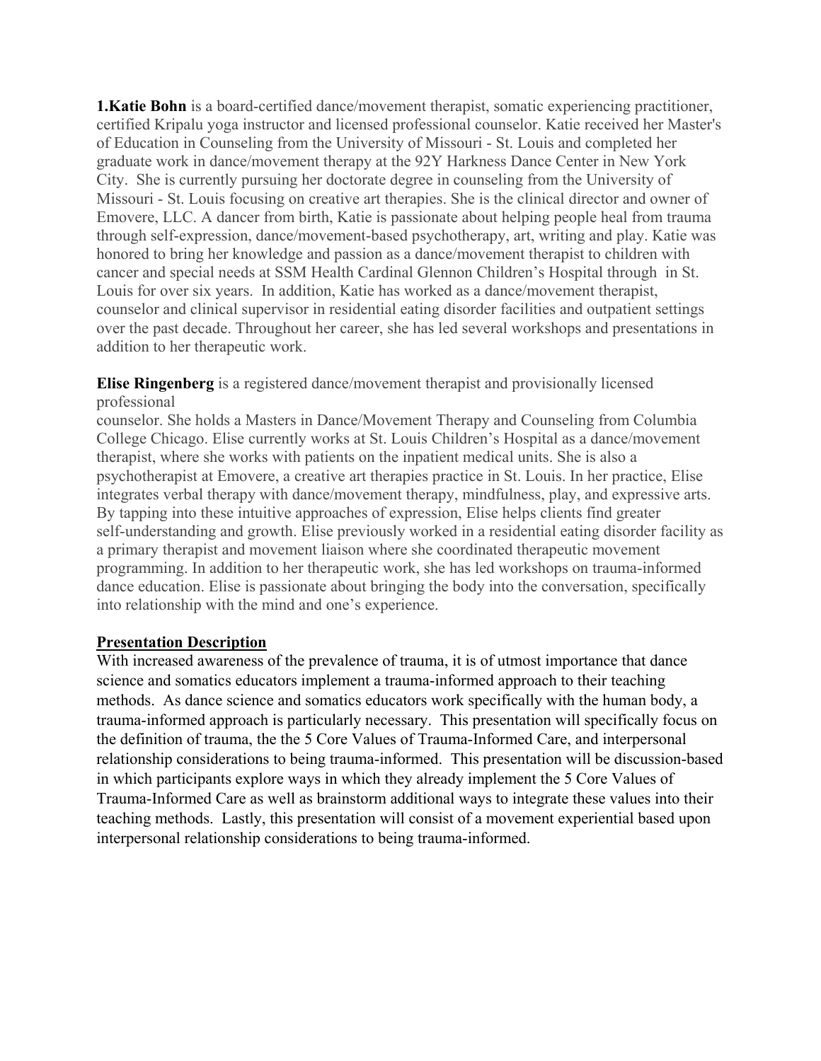**1.Katie Bohn** is a board-certified dance/movement therapist, somatic experiencing practitioner, certified Kripalu yoga instructor and licensed professional counselor. Katie received her Master's of Education in Counseling from the University of Missouri - St. Louis and completed her graduate work in dance/movement therapy at the 92Y Harkness Dance Center in New York City. She is currently pursuing her doctorate degree in counseling from the University of Missouri - St. Louis focusing on creative art therapies. She is the clinical director and owner of Emovere, LLC. A dancer from birth, Katie is passionate about helping people heal from trauma through self-expression, dance/movement-based psychotherapy, art, writing and play. Katie was honored to bring her knowledge and passion as a dance/movement therapist to children with cancer and special needs at SSM Health Cardinal Glennon Children's Hospital through in St. Louis for over six years. In addition, Katie has worked as a dance/movement therapist, counselor and clinical supervisor in residential eating disorder facilities and outpatient settings over the past decade. Throughout her career, she has led several workshops and presentations in addition to her therapeutic work.

**Elise Ringenberg** is a registered dance/movement therapist and provisionally licensed professional counselor. She holds a Masters in Dance/Movement Therapy and Counseling from Columbia College Chicago. Elise currently works at St. Louis Children's Hospital as a dance/movement therapist, where she works with patients on the inpatient medical units. She is also a psychotherapist at Emovere, a creative art therapies practice in St. Louis. In her practice, Elise integrates verbal therapy with dance/movement therapy, mindfulness, play, and expressive arts. By tapping into these intuitive approaches of expression, Elise helps clients find greater self-understanding and growth. Elise previously worked in a residential eating disorder facility as a primary therapist and movement liaison where she coordinated therapeutic movement programming. In addition to her therapeutic work, she has led workshops on trauma-informed dance education. Elise is passionate about bringing the body into the conversation, specifically into relationship with the mind and one's experience.

## Presentation Description

With increased awareness of the prevalence of trauma, it is of utmost importance that dance science and somatics educators implement a trauma-informed approach to their teaching methods. As dance science and somatics educators work specifically with the human body, a trauma-informed approach is particularly necessary. This presentation will specifically focus on the definition of trauma, the the 5 Core Values of Trauma-Informed Care, and interpersonal relationship considerations to being trauma-informed. This presentation will be discussion-based in which participants explore ways in which they already implement the 5 Core Values of Trauma-Informed Care as well as brainstorm additional ways to integrate these values into their teaching methods. Lastly, this presentation will consist of a movement experiential based upon interpersonal relationship considerations to being trauma-informed.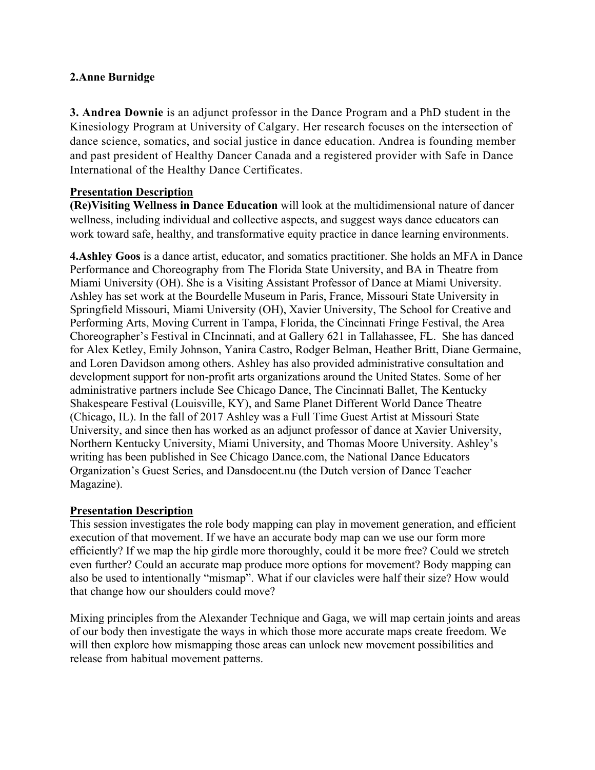**2.Anne Burnidge**

**3. Andrea Downie** is an adjunct professor in the Dance Program and a PhD student in the Kinesiology Program at University of Calgary. Her research focuses on the intersection of dance science, somatics, and social justice in dance education. Andrea is founding member and past president of Healthy Dancer Canada and a registered provider with Safe in Dance International of the Healthy Dance Certificates.

**Presentation Description**

**(Re)Visiting Wellness in Dance Education** will look at the multidimensional nature of dancer wellness, including individual and collective aspects, and suggest ways dance educators can work toward safe, healthy, and transformative equity practice in dance learning environments.

**4.Ashley Goos** is a dance artist, educator, and somatics practitioner. She holds an MFA in Dance Performance and Choreography from The Florida State University, and BA in Theatre from Miami University (OH). She is a Visiting Assistant Professor of Dance at Miami University. Ashley has set work at the Bourdelle Museum in Paris, France, Missouri State University in Springfield Missouri, Miami University (OH), Xavier University, The School for Creative and Performing Arts, Moving Current in Tampa, Florida, the Cincinnati Fringe Festival, the Area Choreographer's Festival in CIncinnati, and at Gallery 621 in Tallahassee, FL. She has danced for Alex Ketley, Emily Johnson, Yanira Castro, Rodger Belman, Heather Britt, Diane Germaine, and Loren Davidson among others. Ashley has also provided administrative consultation and development support for non-profit arts organizations around the United States. Some of her administrative partners include See Chicago Dance, The Cincinnati Ballet, The Kentucky Shakespeare Festival (Louisville, KY), and Same Planet Different World Dance Theatre (Chicago, IL). In the fall of 2017 Ashley was a Full Time Guest Artist at Missouri State University, and since then has worked as an adjunct professor of dance at Xavier University, Northern Kentucky University, Miami University, and Thomas Moore University. Ashley's writing has been published in See Chicago Dance.com, the National Dance Educators Organization's Guest Series, and Dansdocent.nu (the Dutch version of Dance Teacher Magazine).

**Presentation Description**

This session investigates the role body mapping can play in movement generation, and efficient execution of that movement. If we have an accurate body map can we use our form more efficiently? If we map the hip girdle more thoroughly, could it be more free? Could we stretch even further? Could an accurate map produce more options for movement? Body mapping can also be used to intentionally "mismap". What if our clavicles were half their size? How would that change how our shoulders could move?

Mixing principles from the Alexander Technique and Gaga, we will map certain joints and areas of our body then investigate the ways in which those more accurate maps create freedom. We will then explore how mismapping those areas can unlock new movement possibilities and release from habitual movement patterns.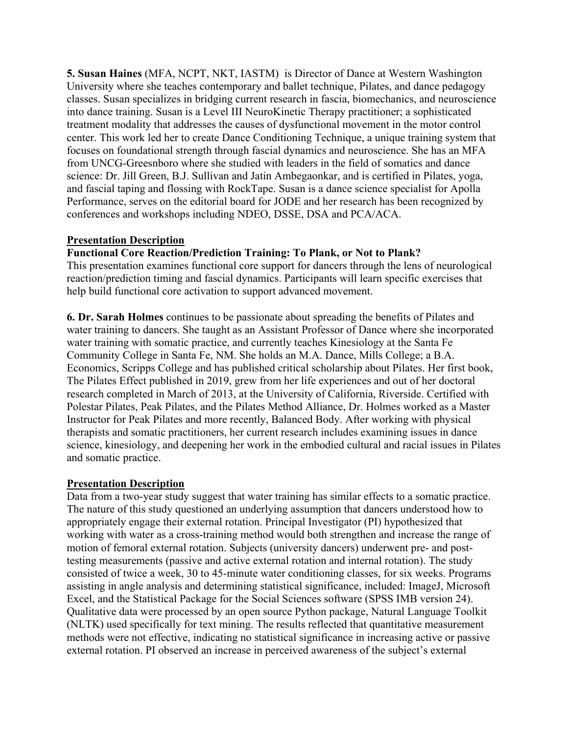**5. Susan Haines** (MFA, NCPT, NKT, IASTM) is Director of Dance at Western Washington University where she teaches contemporary and ballet technique, Pilates, and dance pedagogy classes. Susan specializes in bridging current research in fascia, biomechanics, and neuroscience into dance training. Susan is a Level III NeuroKinetic Therapy practitioner; a sophisticated treatment modality that addresses the causes of dysfunctional movement in the motor control center. This work led her to create Dance Conditioning Technique, a unique training system that focuses on foundational strength through fascial dynamics and neuroscience. She has an MFA from UNCG-Greesnboro where she studied with leaders in the field of somatics and dance science: Dr. Jill Green, B.J. Sullivan and Jatin Ambegaonkar, and is certified in Pilates, yoga, and fascial taping and flossing with RockTape. Susan is a dance science specialist for Apolla Performance, serves on the editorial board for JODE and her research has been recognized by conferences and workshops including NDEO, DSSE, DSA and PCA/ACA.

**Presentation Description**

**Functional Core Reaction/Prediction Training: To Plank, or Not to Plank?**

This presentation examines functional core support for dancers through the lens of neurological reaction/prediction timing and fascial dynamics. Participants will learn specific exercises that help build functional core activation to support advanced movement.

**6. Dr. Sarah Holmes** continues to be passionate about spreading the benefits of Pilates and water training to dancers. She taught as an Assistant Professor of Dance where she incorporated water training with somatic practice, and currently teaches Kinesiology at the Santa Fe Community College in Santa Fe, NM. She holds an M.A. Dance, Mills College; a B.A. Economics, Scripps College and has published critical scholarship about Pilates. Her first book, The Pilates Effect published in 2019, grew from her life experiences and out of her doctoral research completed in March of 2013, at the University of California, Riverside. Certified with Polestar Pilates, Peak Pilates, and the Pilates Method Alliance, Dr. Holmes worked as a Master Instructor for Peak Pilates and more recently, Balanced Body. After working with physical therapists and somatic practitioners, her current research includes examining issues in dance science, kinesiology, and deepening her work in the embodied cultural and racial issues in Pilates and somatic practice.

**Presentation Description**

Data from a two-year study suggest that water training has similar effects to a somatic practice. The nature of this study questioned an underlying assumption that dancers understood how to appropriately engage their external rotation. Principal Investigator (PI) hypothesized that working with water as a cross-training method would both strengthen and increase the range of motion of femoral external rotation. Subjects (university dancers) underwent pre- and post-testing measurements (passive and active external rotation and internal rotation). The study consisted of twice a week, 30 to 45-minute water conditioning classes, for six weeks. Programs assisting in angle analysis and determining statistical significance, included: ImageJ, Microsoft Excel, and the Statistical Package for the Social Sciences software (SPSS IMB version 24). Qualitative data were processed by an open source Python package, Natural Language Toolkit (NLTK) used specifically for text mining. The results reflected that quantitative measurement methods were not effective, indicating no statistical significance in increasing active or passive external rotation. PI observed an increase in perceived awareness of the subject's external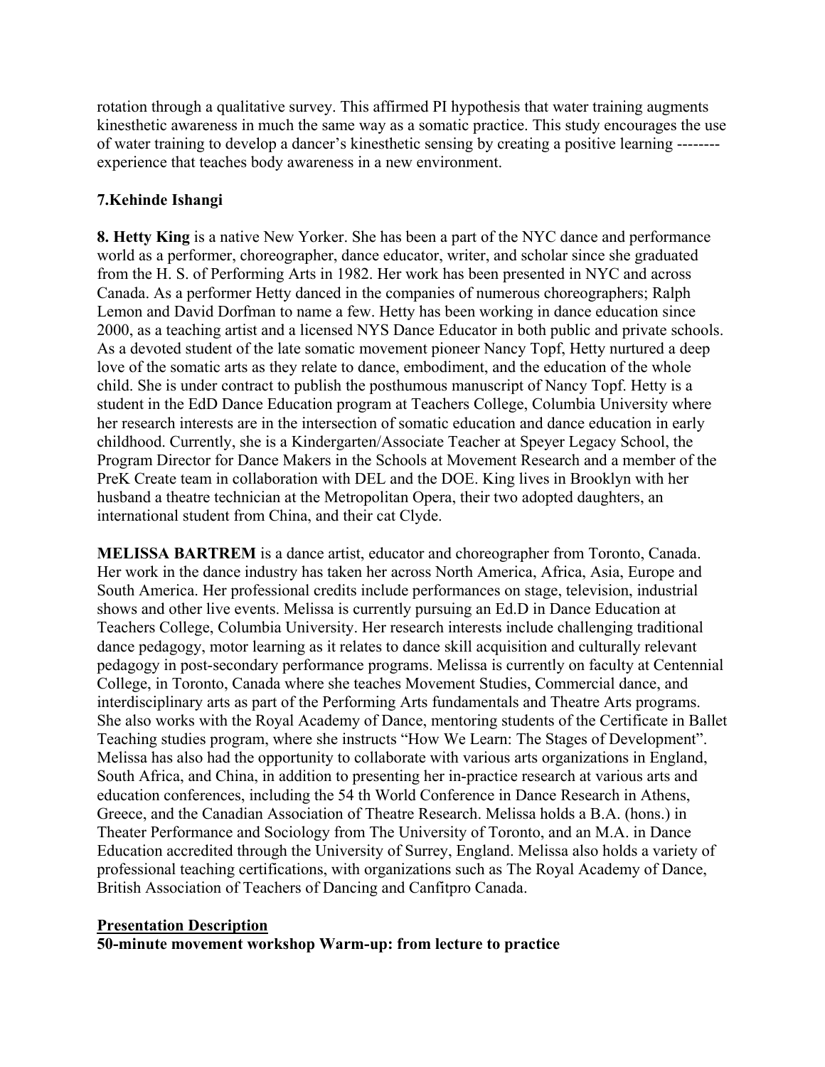rotation through a qualitative survey. This affirmed PI hypothesis that water training augments kinesthetic awareness in much the same way as a somatic practice. This study encourages the use of water training to develop a dancer's kinesthetic sensing by creating a positive learning -------- experience that teaches body awareness in a new environment.

**7.Kehinde Ishangi**

**8. Hetty King** is a native New Yorker. She has been a part of the NYC dance and performance world as a performer, choreographer, dance educator, writer, and scholar since she graduated from the H. S. of Performing Arts in 1982. Her work has been presented in NYC and across Canada. As a performer Hetty danced in the companies of numerous choreographers; Ralph Lemon and David Dorfman to name a few. Hetty has been working in dance education since 2000, as a teaching artist and a licensed NYS Dance Educator in both public and private schools. As a devoted student of the late somatic movement pioneer Nancy Topf, Hetty nurtured a deep love of the somatic arts as they relate to dance, embodiment, and the education of the whole child. She is under contract to publish the posthumous manuscript of Nancy Topf. Hetty is a student in the EdD Dance Education program at Teachers College, Columbia University where her research interests are in the intersection of somatic education and dance education in early childhood. Currently, she is a Kindergarten/Associate Teacher at Speyer Legacy School, the Program Director for Dance Makers in the Schools at Movement Research and a member of the PreK Create team in collaboration with DEL and the DOE. King lives in Brooklyn with her husband a theatre technician at the Metropolitan Opera, their two adopted daughters, an international student from China, and their cat Clyde.

**MELISSA BARTREM** is a dance artist, educator and choreographer from Toronto, Canada. Her work in the dance industry has taken her across North America, Africa, Asia, Europe and South America. Her professional credits include performances on stage, television, industrial shows and other live events. Melissa is currently pursuing an Ed.D in Dance Education at Teachers College, Columbia University. Her research interests include challenging traditional dance pedagogy, motor learning as it relates to dance skill acquisition and culturally relevant pedagogy in post-secondary performance programs. Melissa is currently on faculty at Centennial College, in Toronto, Canada where she teaches Movement Studies, Commercial dance, and interdisciplinary arts as part of the Performing Arts fundamentals and Theatre Arts programs. She also works with the Royal Academy of Dance, mentoring students of the Certificate in Ballet Teaching studies program, where she instructs "How We Learn: The Stages of Development". Melissa has also had the opportunity to collaborate with various arts organizations in England, South Africa, and China, in addition to presenting her in-practice research at various arts and education conferences, including the 54 th World Conference in Dance Research in Athens, Greece, and the Canadian Association of Theatre Research. Melissa holds a B.A. (hons.) in Theater Performance and Sociology from The University of Toronto, and an M.A. in Dance Education accredited through the University of Surrey, England. Melissa also holds a variety of professional teaching certifications, with organizations such as The Royal Academy of Dance, British Association of Teachers of Dancing and Canfitpro Canada.

**Presentation Description**

**50-minute movement workshop Warm-up: from lecture to practice**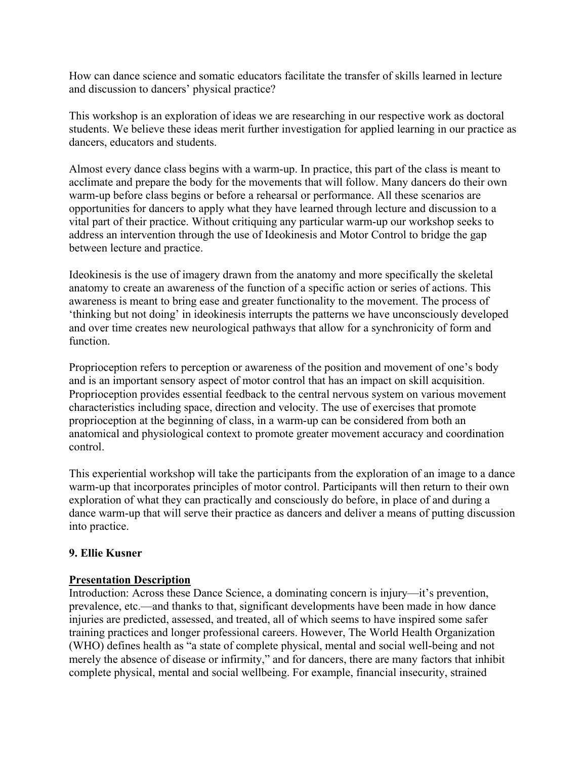How can dance science and somatic educators facilitate the transfer of skills learned in lecture and discussion to dancers' physical practice?

This workshop is an exploration of ideas we are researching in our respective work as doctoral students. We believe these ideas merit further investigation for applied learning in our practice as dancers, educators and students.

Almost every dance class begins with a warm-up. In practice, this part of the class is meant to acclimate and prepare the body for the movements that will follow. Many dancers do their own warm-up before class begins or before a rehearsal or performance. All these scenarios are opportunities for dancers to apply what they have learned through lecture and discussion to a vital part of their practice. Without critiquing any particular warm-up our workshop seeks to address an intervention through the use of Ideokinesis and Motor Control to bridge the gap between lecture and practice.

Ideokinesis is the use of imagery drawn from the anatomy and more specifically the skeletal anatomy to create an awareness of the function of a specific action or series of actions. This awareness is meant to bring ease and greater functionality to the movement. The process of 'thinking but not doing' in ideokinesis interrupts the patterns we have unconsciously developed and over time creates new neurological pathways that allow for a synchronicity of form and function.

Proprioception refers to perception or awareness of the position and movement of one's body and is an important sensory aspect of motor control that has an impact on skill acquisition. Proprioception provides essential feedback to the central nervous system on various movement characteristics including space, direction and velocity. The use of exercises that promote proprioception at the beginning of class, in a warm-up can be considered from both an anatomical and physiological context to promote greater movement accuracy and coordination control.

This experiential workshop will take the participants from the exploration of an image to a dance warm-up that incorporates principles of motor control. Participants will then return to their own exploration of what they can practically and consciously do before, in place of and during a dance warm-up that will serve their practice as dancers and deliver a means of putting discussion into practice.

### 9. Ellie Kusner

**Presentation Description**

Introduction: Across these Dance Science, a dominating concern is injury—it's prevention, prevalence, etc.—and thanks to that, significant developments have been made in how dance injuries are predicted, assessed, and treated, all of which seems to have inspired some safer training practices and longer professional careers. However, The World Health Organization (WHO) defines health as "a state of complete physical, mental and social well-being and not merely the absence of disease or infirmity," and for dancers, there are many factors that inhibit complete physical, mental and social wellbeing. For example, financial insecurity, strained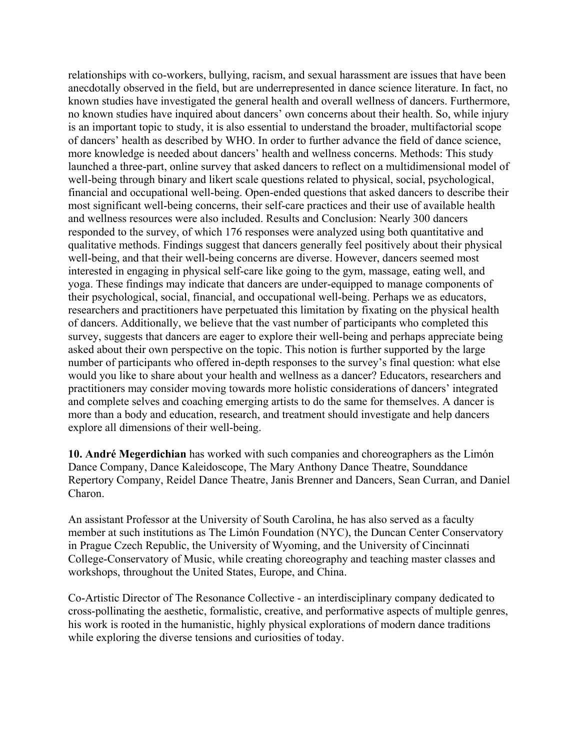relationships with co-workers, bullying, racism, and sexual harassment are issues that have been anecdotally observed in the field, but are underrepresented in dance science literature. In fact, no known studies have investigated the general health and overall wellness of dancers. Furthermore, no known studies have inquired about dancers' own concerns about their health. So, while injury is an important topic to study, it is also essential to understand the broader, multifactorial scope of dancers' health as described by WHO. In order to further advance the field of dance science, more knowledge is needed about dancers' health and wellness concerns. Methods: This study launched a three-part, online survey that asked dancers to reflect on a multidimensional model of well-being through binary and likert scale questions related to physical, social, psychological, financial and occupational well-being. Open-ended questions that asked dancers to describe their most significant well-being concerns, their self-care practices and their use of available health and wellness resources were also included. Results and Conclusion: Nearly 300 dancers responded to the survey, of which 176 responses were analyzed using both quantitative and qualitative methods. Findings suggest that dancers generally feel positively about their physical well-being, and that their well-being concerns are diverse. However, dancers seemed most interested in engaging in physical self-care like going to the gym, massage, eating well, and yoga. These findings may indicate that dancers are under-equipped to manage components of their psychological, social, financial, and occupational well-being. Perhaps we as educators, researchers and practitioners have perpetuated this limitation by fixating on the physical health of dancers. Additionally, we believe that the vast number of participants who completed this survey, suggests that dancers are eager to explore their well-being and perhaps appreciate being asked about their own perspective on the topic. This notion is further supported by the large number of participants who offered in-depth responses to the survey's final question: what else would you like to share about your health and wellness as a dancer? Educators, researchers and practitioners may consider moving towards more holistic considerations of dancers' integrated and complete selves and coaching emerging artists to do the same for themselves. A dancer is more than a body and education, research, and treatment should investigate and help dancers explore all dimensions of their well-being.

**10. André Megerdichian** has worked with such companies and choreographers as the Limón Dance Company, Dance Kaleidoscope, The Mary Anthony Dance Theatre, Sounddance Repertory Company, Reidel Dance Theatre, Janis Brenner and Dancers, Sean Curran, and Daniel Charon.

An assistant Professor at the University of South Carolina, he has also served as a faculty member at such institutions as The Limón Foundation (NYC), the Duncan Center Conservatory in Prague Czech Republic, the University of Wyoming, and the University of Cincinnati College-Conservatory of Music, while creating choreography and teaching master classes and workshops, throughout the United States, Europe, and China.

Co-Artistic Director of The Resonance Collective - an interdisciplinary company dedicated to cross-pollinating the aesthetic, formalistic, creative, and performative aspects of multiple genres, his work is rooted in the humanistic, highly physical explorations of modern dance traditions while exploring the diverse tensions and curiosities of today.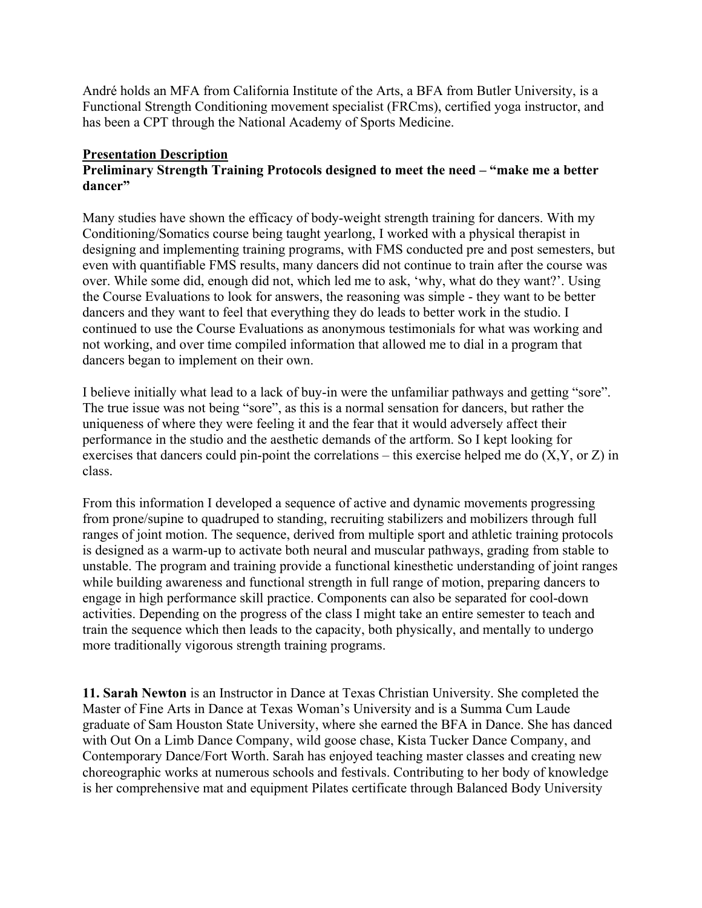André holds an MFA from California Institute of the Arts, a BFA from Butler University, is a Functional Strength Conditioning movement specialist (FRCms), certified yoga instructor, and has been a CPT through the National Academy of Sports Medicine.

**Presentation Description**

**Preliminary Strength Training Protocols designed to meet the need – "make me a better dancer"**

Many studies have shown the efficacy of body-weight strength training for dancers. With my Conditioning/Somatics course being taught yearlong, I worked with a physical therapist in designing and implementing training programs, with FMS conducted pre and post semesters, but even with quantifiable FMS results, many dancers did not continue to train after the course was over. While some did, enough did not, which led me to ask, 'why, what do they want?'. Using the Course Evaluations to look for answers, the reasoning was simple - they want to be better dancers and they want to feel that everything they do leads to better work in the studio. I continued to use the Course Evaluations as anonymous testimonials for what was working and not working, and over time compiled information that allowed me to dial in a program that dancers began to implement on their own.

I believe initially what lead to a lack of buy-in were the unfamiliar pathways and getting "sore". The true issue was not being "sore", as this is a normal sensation for dancers, but rather the uniqueness of where they were feeling it and the fear that it would adversely affect their performance in the studio and the aesthetic demands of the artform. So I kept looking for exercises that dancers could pin-point the correlations – this exercise helped me do (X,Y, or Z) in class.

From this information I developed a sequence of active and dynamic movements progressing from prone/supine to quadruped to standing, recruiting stabilizers and mobilizers through full ranges of joint motion. The sequence, derived from multiple sport and athletic training protocols is designed as a warm-up to activate both neural and muscular pathways, grading from stable to unstable. The program and training provide a functional kinesthetic understanding of joint ranges while building awareness and functional strength in full range of motion, preparing dancers to engage in high performance skill practice. Components can also be separated for cool-down activities. Depending on the progress of the class I might take an entire semester to teach and train the sequence which then leads to the capacity, both physically, and mentally to undergo more traditionally vigorous strength training programs.

**11. Sarah Newton** is an Instructor in Dance at Texas Christian University. She completed the Master of Fine Arts in Dance at Texas Woman's University and is a Summa Cum Laude graduate of Sam Houston State University, where she earned the BFA in Dance. She has danced with Out On a Limb Dance Company, wild goose chase, Kista Tucker Dance Company, and Contemporary Dance/Fort Worth. Sarah has enjoyed teaching master classes and creating new choreographic works at numerous schools and festivals. Contributing to her body of knowledge is her comprehensive mat and equipment Pilates certificate through Balanced Body University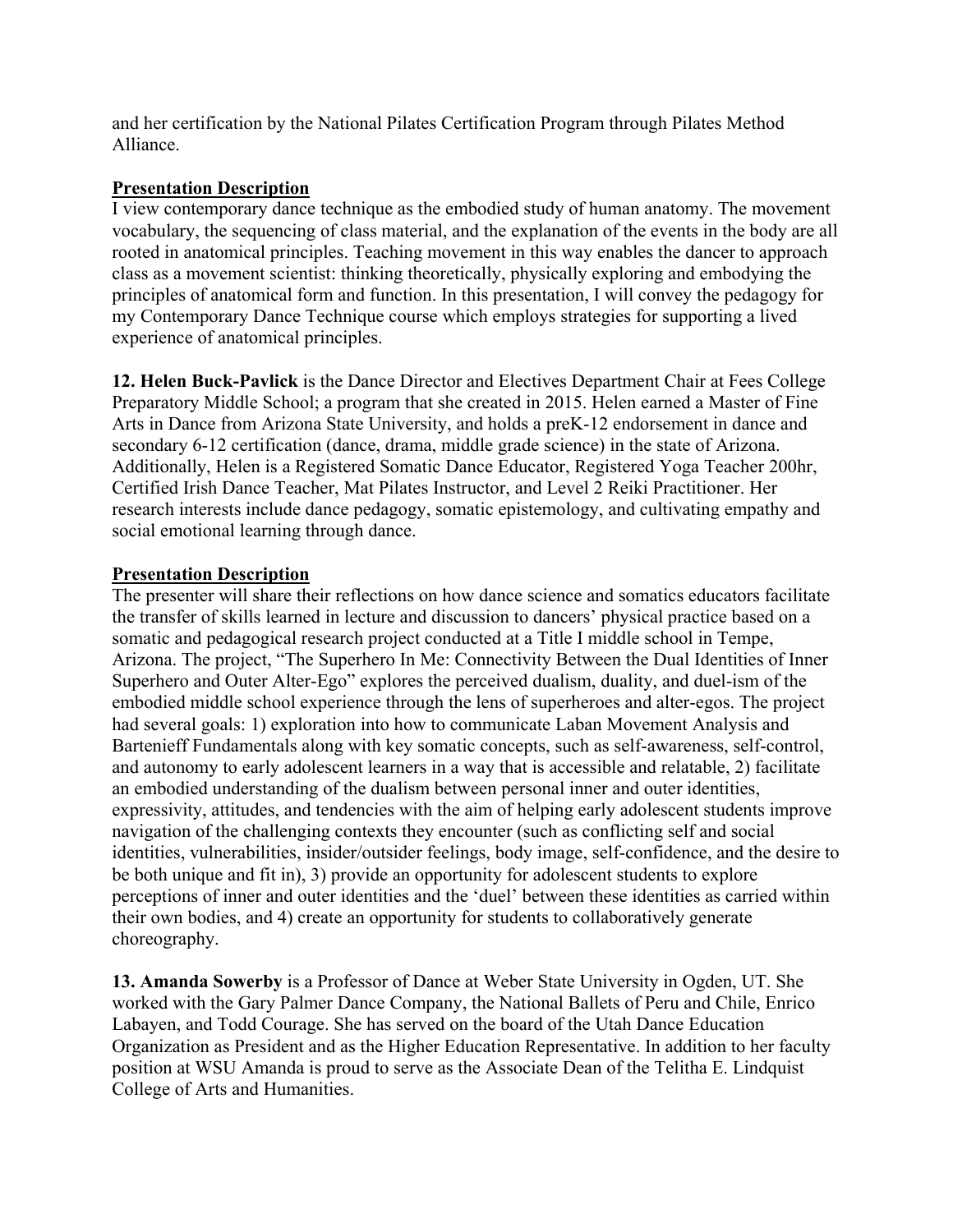and her certification by the National Pilates Certification Program through Pilates Method Alliance.

**Presentation Description**

I view contemporary dance technique as the embodied study of human anatomy. The movement vocabulary, the sequencing of class material, and the explanation of the events in the body are all rooted in anatomical principles. Teaching movement in this way enables the dancer to approach class as a movement scientist: thinking theoretically, physically exploring and embodying the principles of anatomical form and function. In this presentation, I will convey the pedagogy for my Contemporary Dance Technique course which employs strategies for supporting a lived experience of anatomical principles.

**12. Helen Buck-Pavlick** is the Dance Director and Electives Department Chair at Fees College Preparatory Middle School; a program that she created in 2015. Helen earned a Master of Fine Arts in Dance from Arizona State University, and holds a preK-12 endorsement in dance and secondary 6-12 certification (dance, drama, middle grade science) in the state of Arizona. Additionally, Helen is a Registered Somatic Dance Educator, Registered Yoga Teacher 200hr, Certified Irish Dance Teacher, Mat Pilates Instructor, and Level 2 Reiki Practitioner. Her research interests include dance pedagogy, somatic epistemology, and cultivating empathy and social emotional learning through dance.

**Presentation Description**

The presenter will share their reflections on how dance science and somatics educators facilitate the transfer of skills learned in lecture and discussion to dancers' physical practice based on a somatic and pedagogical research project conducted at a Title I middle school in Tempe, Arizona. The project, "The Superhero In Me: Connectivity Between the Dual Identities of Inner Superhero and Outer Alter-Ego" explores the perceived dualism, duality, and duel-ism of the embodied middle school experience through the lens of superheroes and alter-egos. The project had several goals: 1) exploration into how to communicate Laban Movement Analysis and Bartenieff Fundamentals along with key somatic concepts, such as self-awareness, self-control, and autonomy to early adolescent learners in a way that is accessible and relatable, 2) facilitate an embodied understanding of the dualism between personal inner and outer identities, expressivity, attitudes, and tendencies with the aim of helping early adolescent students improve navigation of the challenging contexts they encounter (such as conflicting self and social identities, vulnerabilities, insider/outsider feelings, body image, self-confidence, and the desire to be both unique and fit in), 3) provide an opportunity for adolescent students to explore perceptions of inner and outer identities and the 'duel' between these identities as carried within their own bodies, and 4) create an opportunity for students to collaboratively generate choreography.

**13. Amanda Sowerby** is a Professor of Dance at Weber State University in Ogden, UT. She worked with the Gary Palmer Dance Company, the National Ballets of Peru and Chile, Enrico Labayen, and Todd Courage. She has served on the board of the Utah Dance Education Organization as President and as the Higher Education Representative. In addition to her faculty position at WSU Amanda is proud to serve as the Associate Dean of the Telitha E. Lindquist College of Arts and Humanities.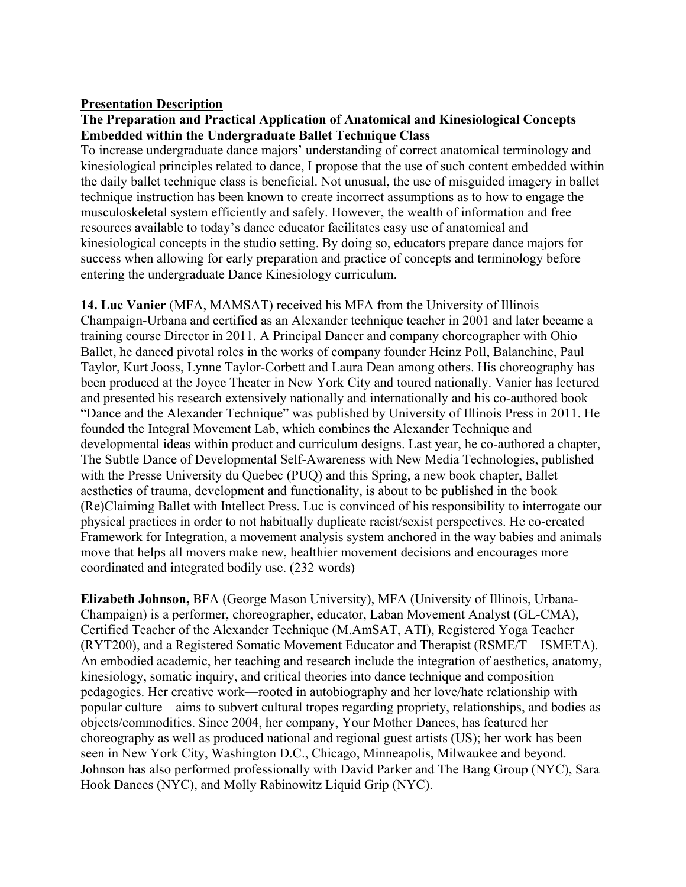**<u>Presentation Description</u>**

**The Preparation and Practical Application of Anatomical and Kinesiological Concepts Embedded within the Undergraduate Ballet Technique Class**

To increase undergraduate dance majors' understanding of correct anatomical terminology and kinesiological principles related to dance, I propose that the use of such content embedded within the daily ballet technique class is beneficial. Not unusual, the use of misguided imagery in ballet technique instruction has been known to create incorrect assumptions as to how to engage the musculoskeletal system efficiently and safely. However, the wealth of information and free resources available to today's dance educator facilitates easy use of anatomical and kinesiological concepts in the studio setting. By doing so, educators prepare dance majors for success when allowing for early preparation and practice of concepts and terminology before entering the undergraduate Dance Kinesiology curriculum.

**14. Luc Vanier** (MFA, MAMSAT) received his MFA from the University of Illinois Champaign-Urbana and certified as an Alexander technique teacher in 2001 and later became a training course Director in 2011. A Principal Dancer and company choreographer with Ohio Ballet, he danced pivotal roles in the works of company founder Heinz Poll, Balanchine, Paul Taylor, Kurt Jooss, Lynne Taylor-Corbett and Laura Dean among others. His choreography has been produced at the Joyce Theater in New York City and toured nationally. Vanier has lectured and presented his research extensively nationally and internationally and his co-authored book "Dance and the Alexander Technique" was published by University of Illinois Press in 2011. He founded the Integral Movement Lab, which combines the Alexander Technique and developmental ideas within product and curriculum designs. Last year, he co-authored a chapter, The Subtle Dance of Developmental Self-Awareness with New Media Technologies, published with the Presse University du Quebec (PUQ) and this Spring, a new book chapter, Ballet aesthetics of trauma, development and functionality, is about to be published in the book (Re)Claiming Ballet with Intellect Press. Luc is convinced of his responsibility to interrogate our physical practices in order to not habitually duplicate racist/sexist perspectives. He co-created Framework for Integration, a movement analysis system anchored in the way babies and animals move that helps all movers make new, healthier movement decisions and encourages more coordinated and integrated bodily use. (232 words)

**Elizabeth Johnson,** BFA (George Mason University), MFA (University of Illinois, Urbana-Champaign) is a performer, choreographer, educator, Laban Movement Analyst (GL-CMA), Certified Teacher of the Alexander Technique (M.AmSAT, ATI), Registered Yoga Teacher (RYT200), and a Registered Somatic Movement Educator and Therapist (RSME/T—ISMETA). An embodied academic, her teaching and research include the integration of aesthetics, anatomy, kinesiology, somatic inquiry, and critical theories into dance technique and composition pedagogies. Her creative work—rooted in autobiography and her love/hate relationship with popular culture—aims to subvert cultural tropes regarding propriety, relationships, and bodies as objects/commodities. Since 2004, her company, Your Mother Dances, has featured her choreography as well as produced national and regional guest artists (US); her work has been seen in New York City, Washington D.C., Chicago, Minneapolis, Milwaukee and beyond. Johnson has also performed professionally with David Parker and The Bang Group (NYC), Sara Hook Dances (NYC), and Molly Rabinowitz Liquid Grip (NYC).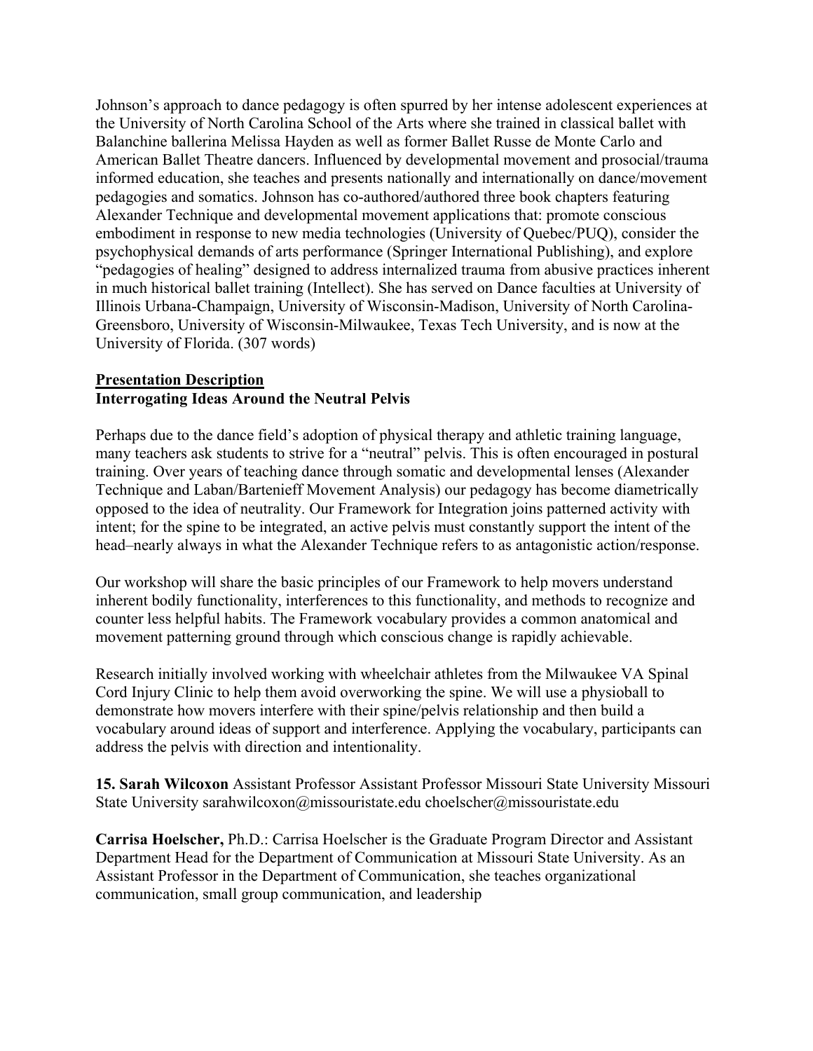Johnson's approach to dance pedagogy is often spurred by her intense adolescent experiences at the University of North Carolina School of the Arts where she trained in classical ballet with Balanchine ballerina Melissa Hayden as well as former Ballet Russe de Monte Carlo and American Ballet Theatre dancers. Influenced by developmental movement and prosocial/trauma informed education, she teaches and presents nationally and internationally on dance/movement pedagogies and somatics. Johnson has co-authored/authored three book chapters featuring Alexander Technique and developmental movement applications that: promote conscious embodiment in response to new media technologies (University of Quebec/PUQ), consider the psychophysical demands of arts performance (Springer International Publishing), and explore "pedagogies of healing" designed to address internalized trauma from abusive practices inherent in much historical ballet training (Intellect). She has served on Dance faculties at University of Illinois Urbana-Champaign, University of Wisconsin-Madison, University of North Carolina-Greensboro, University of Wisconsin-Milwaukee, Texas Tech University, and is now at the University of Florida. (307 words)

**Presentation Description**

**Interrogating Ideas Around the Neutral Pelvis**

Perhaps due to the dance field's adoption of physical therapy and athletic training language, many teachers ask students to strive for a "neutral" pelvis. This is often encouraged in postural training. Over years of teaching dance through somatic and developmental lenses (Alexander Technique and Laban/Bartenieff Movement Analysis) our pedagogy has become diametrically opposed to the idea of neutrality. Our Framework for Integration joins patterned activity with intent; for the spine to be integrated, an active pelvis must constantly support the intent of the head–nearly always in what the Alexander Technique refers to as antagonistic action/response.

Our workshop will share the basic principles of our Framework to help movers understand inherent bodily functionality, interferences to this functionality, and methods to recognize and counter less helpful habits. The Framework vocabulary provides a common anatomical and movement patterning ground through which conscious change is rapidly achievable.

Research initially involved working with wheelchair athletes from the Milwaukee VA Spinal Cord Injury Clinic to help them avoid overworking the spine. We will use a physioball to demonstrate how movers interfere with their spine/pelvis relationship and then build a vocabulary around ideas of support and interference. Applying the vocabulary, participants can address the pelvis with direction and intentionality.

**15. Sarah Wilcoxon** Assistant Professor Assistant Professor Missouri State University Missouri State University sarahwilcoxon@missouristate.edu choelscher@missouristate.edu

**Carrisa Hoelscher,** Ph.D.: Carrisa Hoelscher is the Graduate Program Director and Assistant Department Head for the Department of Communication at Missouri State University. As an Assistant Professor in the Department of Communication, she teaches organizational communication, small group communication, and leadership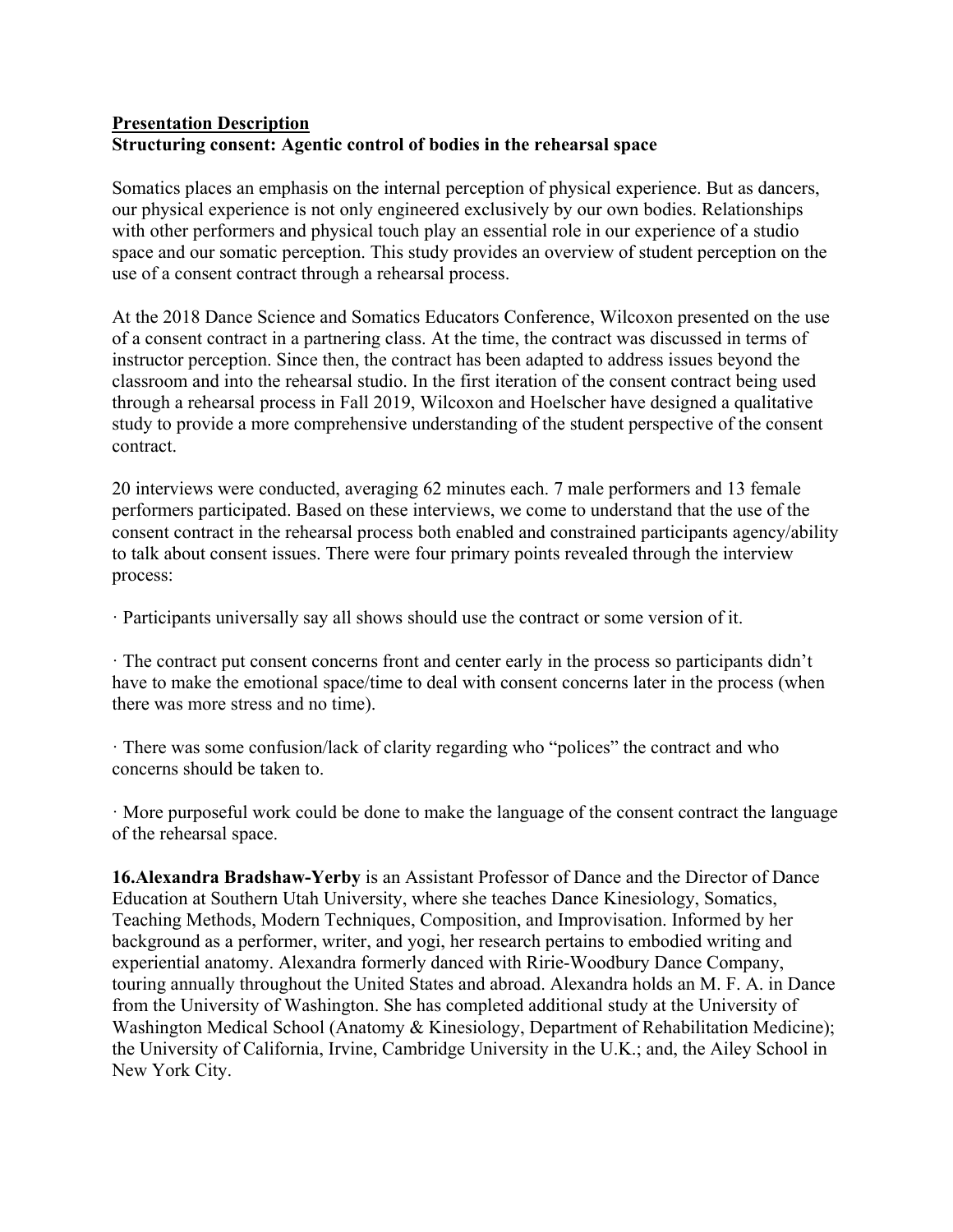**Presentation Description**

**Structuring consent: Agentic control of bodies in the rehearsal space**

Somatics places an emphasis on the internal perception of physical experience. But as dancers, our physical experience is not only engineered exclusively by our own bodies. Relationships with other performers and physical touch play an essential role in our experience of a studio space and our somatic perception. This study provides an overview of student perception on the use of a consent contract through a rehearsal process.

At the 2018 Dance Science and Somatics Educators Conference, Wilcoxon presented on the use of a consent contract in a partnering class. At the time, the contract was discussed in terms of instructor perception. Since then, the contract has been adapted to address issues beyond the classroom and into the rehearsal studio. In the first iteration of the consent contract being used through a rehearsal process in Fall 2019, Wilcoxon and Hoelscher have designed a qualitative study to provide a more comprehensive understanding of the student perspective of the consent contract.

20 interviews were conducted, averaging 62 minutes each. 7 male performers and 13 female performers participated. Based on these interviews, we come to understand that the use of the consent contract in the rehearsal process both enabled and constrained participants agency/ability to talk about consent issues. There were four primary points revealed through the interview process:

· Participants universally say all shows should use the contract or some version of it.

· The contract put consent concerns front and center early in the process so participants didn't have to make the emotional space/time to deal with consent concerns later in the process (when there was more stress and no time).

· There was some confusion/lack of clarity regarding who "polices" the contract and who concerns should be taken to.

· More purposeful work could be done to make the language of the consent contract the language of the rehearsal space.

**16.Alexandra Bradshaw-Yerby** is an Assistant Professor of Dance and the Director of Dance Education at Southern Utah University, where she teaches Dance Kinesiology, Somatics, Teaching Methods, Modern Techniques, Composition, and Improvisation. Informed by her background as a performer, writer, and yogi, her research pertains to embodied writing and experiential anatomy. Alexandra formerly danced with Ririe-Woodbury Dance Company, touring annually throughout the United States and abroad. Alexandra holds an M. F. A. in Dance from the University of Washington. She has completed additional study at the University of Washington Medical School (Anatomy & Kinesiology, Department of Rehabilitation Medicine); the University of California, Irvine, Cambridge University in the U.K.; and, the Ailey School in New York City.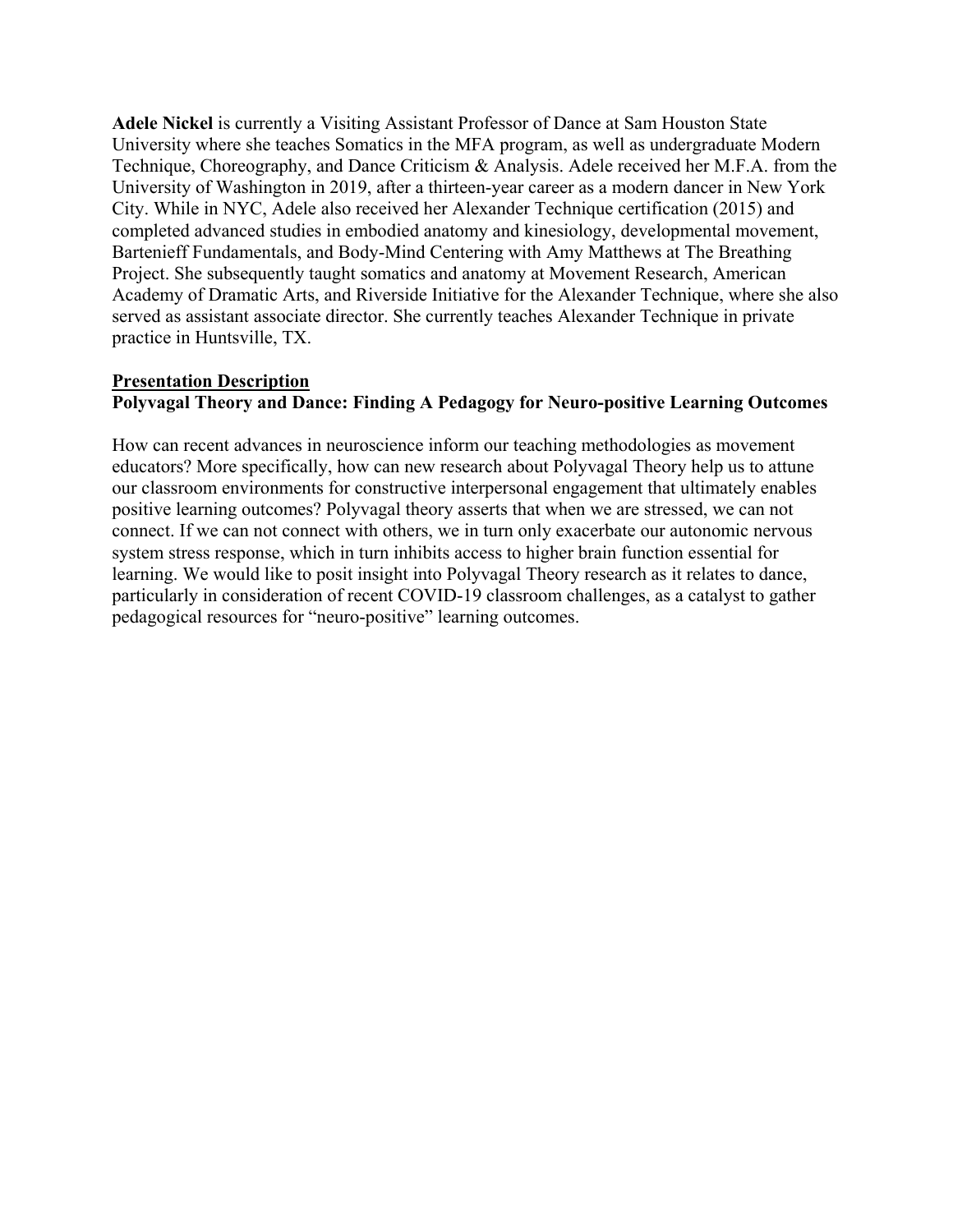**Adele Nickel** is currently a Visiting Assistant Professor of Dance at Sam Houston State University where she teaches Somatics in the MFA program, as well as undergraduate Modern Technique, Choreography, and Dance Criticism & Analysis. Adele received her M.F.A. from the University of Washington in 2019, after a thirteen-year career as a modern dancer in New York City. While in NYC, Adele also received her Alexander Technique certification (2015) and completed advanced studies in embodied anatomy and kinesiology, developmental movement, Bartenieff Fundamentals, and Body-Mind Centering with Amy Matthews at The Breathing Project. She subsequently taught somatics and anatomy at Movement Research, American Academy of Dramatic Arts, and Riverside Initiative for the Alexander Technique, where she also served as assistant associate director. She currently teaches Alexander Technique in private practice in Huntsville, TX.

**Presentation Description**

**Polyvagal Theory and Dance: Finding A Pedagogy for Neuro-positive Learning Outcomes**

How can recent advances in neuroscience inform our teaching methodologies as movement educators? More specifically, how can new research about Polyvagal Theory help us to attune our classroom environments for constructive interpersonal engagement that ultimately enables positive learning outcomes? Polyvagal theory asserts that when we are stressed, we can not connect. If we can not connect with others, we in turn only exacerbate our autonomic nervous system stress response, which in turn inhibits access to higher brain function essential for learning. We would like to posit insight into Polyvagal Theory research as it relates to dance, particularly in consideration of recent COVID-19 classroom challenges, as a catalyst to gather pedagogical resources for "neuro-positive" learning outcomes.